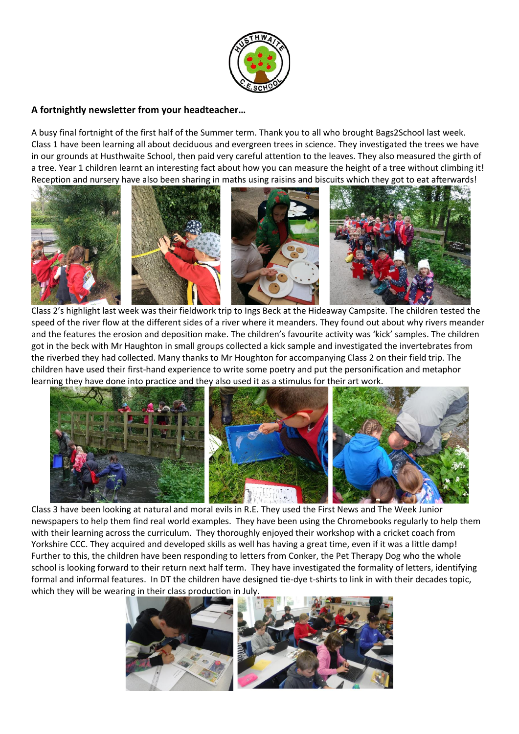**A fortnightly newsletter from your headteacher…**

A busy final fortnight of the first half of the Summer term. Thank you to all who brought Bags2School last week. Class 1 have been learning all about deciduous and evergreen trees in science. They investigated the trees we have in our grounds at Husthwaite School, then paid very careful attention to the leaves. They also measured the girth of a tree. Year 1 children learnt an interesting fact about how you can measure the height of a tree without climbing it! Reception and nursery have also been sharing in maths using raisins and biscuits which they got to eat afterwards!

Class 2's highlight last week was their fieldwork trip to Ings Beck at the Hideaway Campsite. The children tested the speed of the river flow at the different sides of a river where it meanders. They found out about why rivers meander and the features the erosion and deposition make. The children's favourite activity was 'kick' samples. The children got in the beck with Mr Haughton in small groups collected a kick sample and investigated the invertebrates from the riverbed they had collected. Many thanks to Mr Houghton for accompanying Class 2 on their field trip. The children have used their first-hand experience to write some poetry and put the personification and metaphor learning they have done into practice and they also used it as a stimulus for their art work.

Class 3 have been looking at natural and moral evils in R.E. They used the First News and The Week Junior newspapers to help them find real world examples. They have been using the Chromebooks regularly to help them with their learning across the curriculum. They thoroughly enjoyed their workshop with a cricket coach from Yorkshire CCC. They acquired and developed skills as well has having a great time, even if it was a little damp! Further to this, the children have been responding to letters from Conker, the Pet Therapy Dog who the whole school is looking forward to their return next half term. They have investigated the formality of letters, identifying formal and informal features. In DT the children have designed tie-dye t-shirts to link in with their decades topic, which they will be wearing in their class production in July.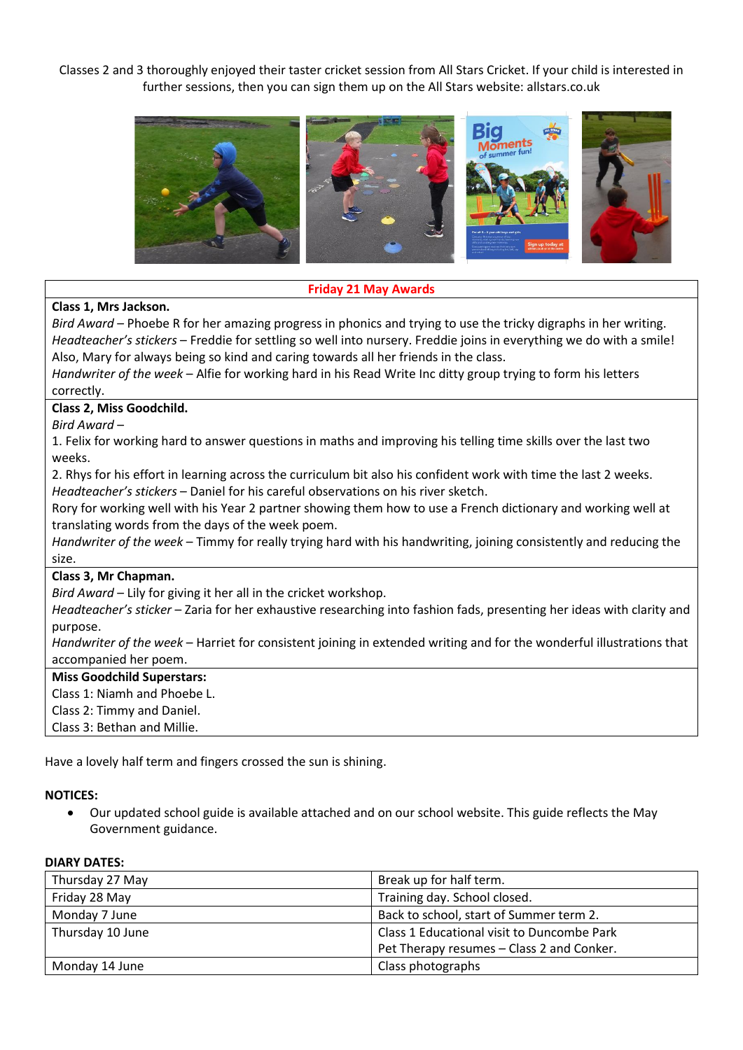Classes 2 and 3 thoroughly enjoyed their taster cricket session from All Stars Cricket. If your child is interested in further sessions, then you can sign them up on the All Stars website: allstars.co.uk

| Friday 21 May Awards |
| --- |
| **Class 1, Mrs Jackson.**<br>*Bird Award* – Phoebe R for her amazing progress in phonics and trying to use the tricky digraphs in her writing.<br>*Headteacher's stickers* – Freddie for settling so well into nursery. Freddie joins in everything we do with a smile! Also, Mary for always being so kind and caring towards all her friends in the class.<br>*Handwriter of the week* – Alfie for working hard in his Read Write Inc ditty group trying to form his letters correctly. |
| **Class 2, Miss Goodchild.**<br>*Bird Award* –<br>1. Felix for working hard to answer questions in maths and improving his telling time skills over the last two weeks.<br>2. Rhys for his effort in learning across the curriculum bit also his confident work with time the last 2 weeks.<br>*Headteacher's stickers* – Daniel for his careful observations on his river sketch.<br>Rory for working well with his Year 2 partner showing them how to use a French dictionary and working well at translating words from the days of the week poem.<br>*Handwriter of the week* – Timmy for really trying hard with his handwriting, joining consistently and reducing the size. |
| **Class 3, Mr Chapman.**<br>*Bird Award* – Lily for giving it her all in the cricket workshop.<br>*Headteacher's sticker* – Zaria for her exhaustive researching into fashion fads, presenting her ideas with clarity and purpose.<br>*Handwriter of the week* – Harriet for consistent joining in extended writing and for the wonderful illustrations that accompanied her poem. |
| **Miss Goodchild Superstars:**<br>Class 1: Niamh and Phoebe L.<br>Class 2: Timmy and Daniel.<br>Class 3: Bethan and Millie. |

Have a lovely half term and fingers crossed the sun is shining.

**NOTICES:**

- Our updated school guide is available attached and on our school website. This guide reflects the May Government guidance.

**DIARY DATES:**

| Date | Event |
| --- | --- |
| Thursday 27 May | Break up for half term. |
| Friday 28 May | Training day. School closed. |
| Monday 7 June | Back to school, start of Summer term 2. |
| Thursday 10 June | Class 1 Educational visit to Duncombe Park<br>Pet Therapy resumes – Class 2 and Conker. |
| Monday 14 June | Class photographs |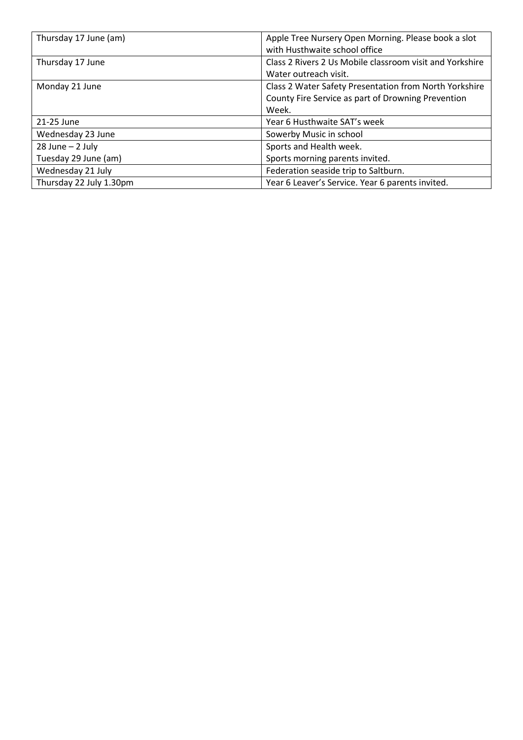| | |
|---|---|
| Thursday 17 June (am) | Apple Tree Nursery Open Morning. Please book a slot with Husthwaite school office |
| Thursday 17 June | Class 2 Rivers 2 Us Mobile classroom visit and Yorkshire Water outreach visit. |
| Monday 21 June | Class 2 Water Safety Presentation from North Yorkshire County Fire Service as part of Drowning Prevention Week. |
| 21-25 June | Year 6 Husthwaite SAT's week |
| Wednesday 23 June | Sowerby Music in school |
| 28 June – 2 July<br>Tuesday 29 June (am) | Sports and Health week.<br>Sports morning parents invited. |
| Wednesday 21 July | Federation seaside trip to Saltburn. |
| Thursday 22 July 1.30pm | Year 6 Leaver's Service. Year 6 parents invited. |